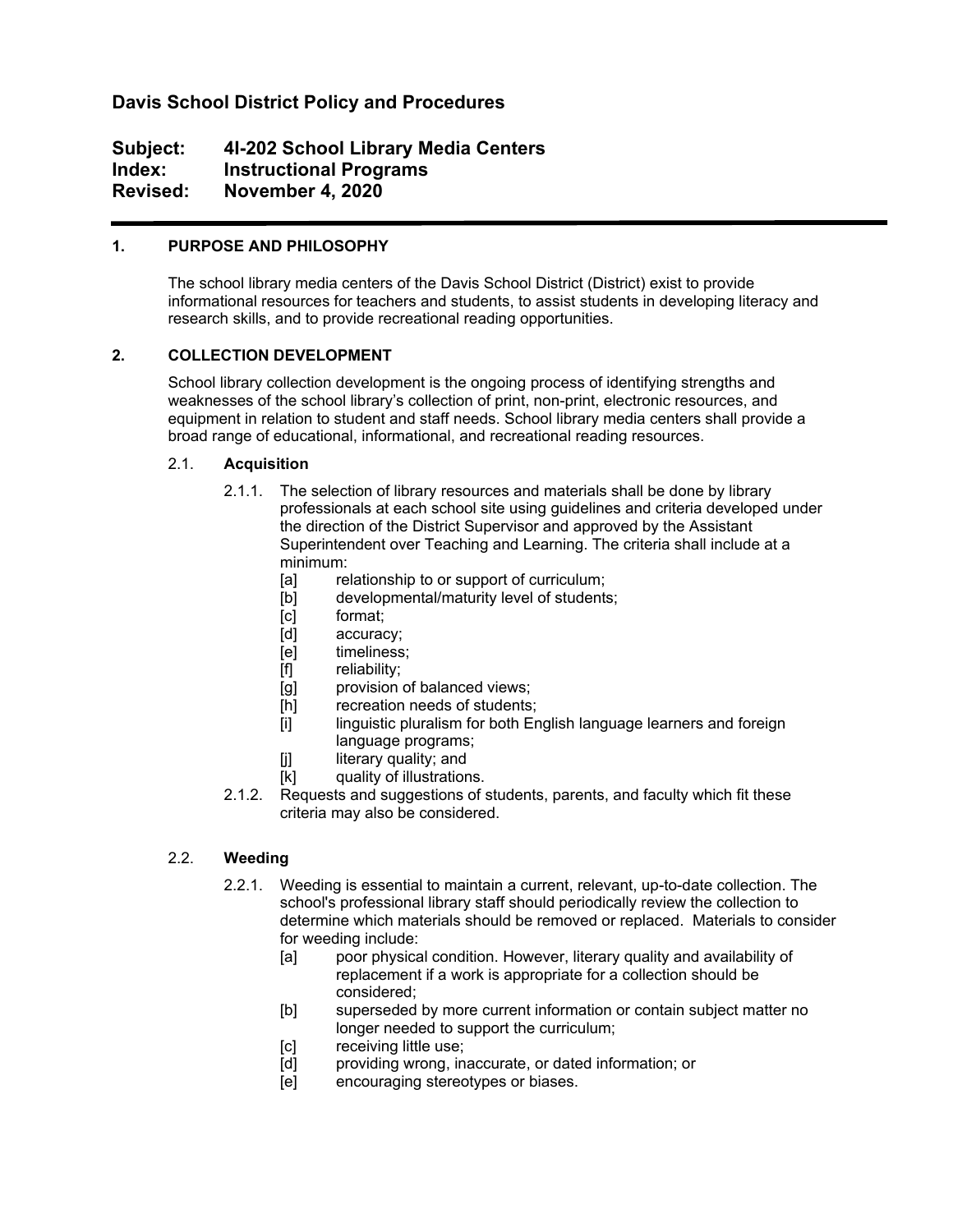# Davis School District Policy and Procedures

**Subject: 4I-202 School Library Media Centers**
**Index: Instructional Programs**
**Revised: November 4, 2020**

---

## 1. PURPOSE AND PHILOSOPHY

The school library media centers of the Davis School District (District) exist to provide informational resources for teachers and students, to assist students in developing literacy and research skills, and to provide recreational reading opportunities.

## 2. COLLECTION DEVELOPMENT

School library collection development is the ongoing process of identifying strengths and weaknesses of the school library's collection of print, non-print, electronic resources, and equipment in relation to student and staff needs. School library media centers shall provide a broad range of educational, informational, and recreational reading resources.

### 2.1. Acquisition

2.1.1. The selection of library resources and materials shall be done by library professionals at each school site using guidelines and criteria developed under the direction of the District Supervisor and approved by the Assistant Superintendent over Teaching and Learning. The criteria shall include at a minimum:

- [a] relationship to or support of curriculum;
- [b] developmental/maturity level of students;
- [c] format;
- [d] accuracy;
- [e] timeliness;
- [f] reliability;
- [g] provision of balanced views;
- [h] recreation needs of students;
- [i] linguistic pluralism for both English language learners and foreign language programs;
- [j] literary quality; and
- [k] quality of illustrations.

2.1.2. Requests and suggestions of students, parents, and faculty which fit these criteria may also be considered.

### 2.2. Weeding

2.2.1. Weeding is essential to maintain a current, relevant, up-to-date collection. The school's professional library staff should periodically review the collection to determine which materials should be removed or replaced. Materials to consider for weeding include:

- [a] poor physical condition. However, literary quality and availability of replacement if a work is appropriate for a collection should be considered;
- [b] superseded by more current information or contain subject matter no longer needed to support the curriculum;
- [c] receiving little use;
- [d] providing wrong, inaccurate, or dated information; or
- [e] encouraging stereotypes or biases.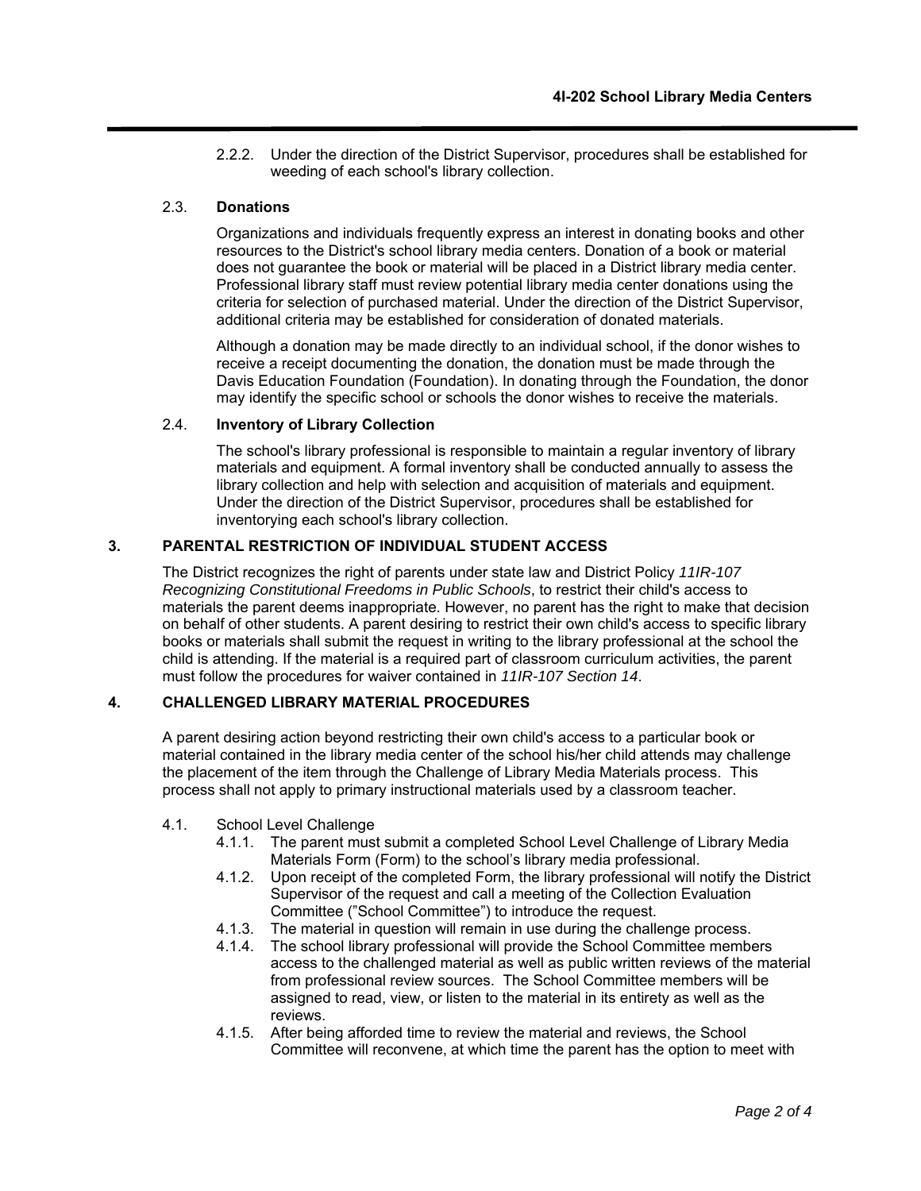2.2.2. Under the direction of the District Supervisor, procedures shall be established for weeding of each school's library collection.

### 2.3. Donations

Organizations and individuals frequently express an interest in donating books and other resources to the District's school library media centers. Donation of a book or material does not guarantee the book or material will be placed in a District library media center. Professional library staff must review potential library media center donations using the criteria for selection of purchased material. Under the direction of the District Supervisor, additional criteria may be established for consideration of donated materials.

Although a donation may be made directly to an individual school, if the donor wishes to receive a receipt documenting the donation, the donation must be made through the Davis Education Foundation (Foundation). In donating through the Foundation, the donor may identify the specific school or schools the donor wishes to receive the materials.

### 2.4. Inventory of Library Collection

The school's library professional is responsible to maintain a regular inventory of library materials and equipment. A formal inventory shall be conducted annually to assess the library collection and help with selection and acquisition of materials and equipment. Under the direction of the District Supervisor, procedures shall be established for inventorying each school's library collection.

## 3. PARENTAL RESTRICTION OF INDIVIDUAL STUDENT ACCESS

The District recognizes the right of parents under state law and District Policy *11IR-107 Recognizing Constitutional Freedoms in Public Schools*, to restrict their child's access to materials the parent deems inappropriate. However, no parent has the right to make that decision on behalf of other students. A parent desiring to restrict their own child's access to specific library books or materials shall submit the request in writing to the library professional at the school the child is attending. If the material is a required part of classroom curriculum activities, the parent must follow the procedures for waiver contained in *11IR-107 Section 14*.

## 4. CHALLENGED LIBRARY MATERIAL PROCEDURES

A parent desiring action beyond restricting their own child's access to a particular book or material contained in the library media center of the school his/her child attends may challenge the placement of the item through the Challenge of Library Media Materials process. This process shall not apply to primary instructional materials used by a classroom teacher.

4.1. School Level Challenge

- 4.1.1. The parent must submit a completed School Level Challenge of Library Media Materials Form (Form) to the school's library media professional.
- 4.1.2. Upon receipt of the completed Form, the library professional will notify the District Supervisor of the request and call a meeting of the Collection Evaluation Committee ("School Committee") to introduce the request.
- 4.1.3. The material in question will remain in use during the challenge process.
- 4.1.4. The school library professional will provide the School Committee members access to the challenged material as well as public written reviews of the material from professional review sources. The School Committee members will be assigned to read, view, or listen to the material in its entirety as well as the reviews.
- 4.1.5. After being afforded time to review the material and reviews, the School Committee will reconvene, at which time the parent has the option to meet with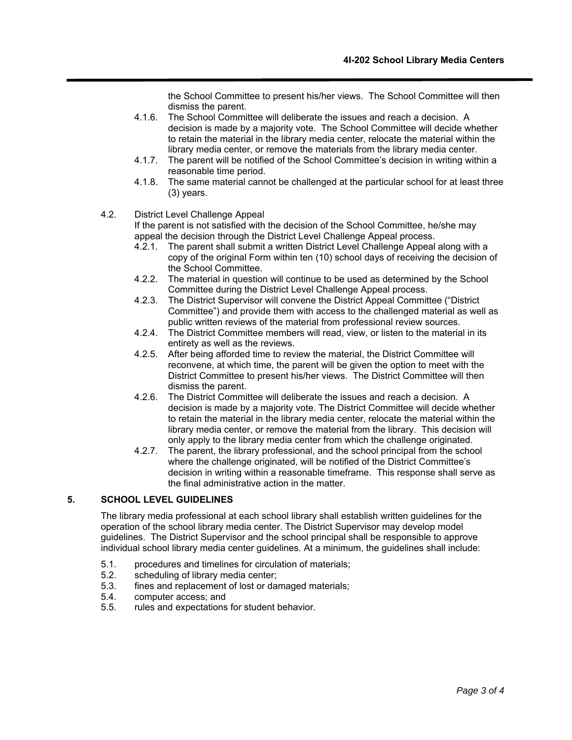the School Committee to present his/her views. The School Committee will then dismiss the parent.

4.1.6. The School Committee will deliberate the issues and reach a decision. A decision is made by a majority vote. The School Committee will decide whether to retain the material in the library media center, relocate the material within the library media center, or remove the materials from the library media center.

4.1.7. The parent will be notified of the School Committee's decision in writing within a reasonable time period.

4.1.8. The same material cannot be challenged at the particular school for at least three (3) years.

4.2. District Level Challenge Appeal

If the parent is not satisfied with the decision of the School Committee, he/she may appeal the decision through the District Level Challenge Appeal process.

4.2.1. The parent shall submit a written District Level Challenge Appeal along with a copy of the original Form within ten (10) school days of receiving the decision of the School Committee.

4.2.2. The material in question will continue to be used as determined by the School Committee during the District Level Challenge Appeal process.

4.2.3. The District Supervisor will convene the District Appeal Committee ("District Committee") and provide them with access to the challenged material as well as public written reviews of the material from professional review sources.

4.2.4. The District Committee members will read, view, or listen to the material in its entirety as well as the reviews.

4.2.5. After being afforded time to review the material, the District Committee will reconvene, at which time, the parent will be given the option to meet with the District Committee to present his/her views. The District Committee will then dismiss the parent.

4.2.6. The District Committee will deliberate the issues and reach a decision. A decision is made by a majority vote. The District Committee will decide whether to retain the material in the library media center, relocate the material within the library media center, or remove the material from the library. This decision will only apply to the library media center from which the challenge originated.

4.2.7. The parent, the library professional, and the school principal from the school where the challenge originated, will be notified of the District Committee's decision in writing within a reasonable timeframe. This response shall serve as the final administrative action in the matter.

## 5. SCHOOL LEVEL GUIDELINES

The library media professional at each school library shall establish written guidelines for the operation of the school library media center. The District Supervisor may develop model guidelines. The District Supervisor and the school principal shall be responsible to approve individual school library media center guidelines. At a minimum, the guidelines shall include:

5.1. procedures and timelines for circulation of materials;

5.2. scheduling of library media center;

5.3. fines and replacement of lost or damaged materials;

5.4. computer access; and

5.5. rules and expectations for student behavior.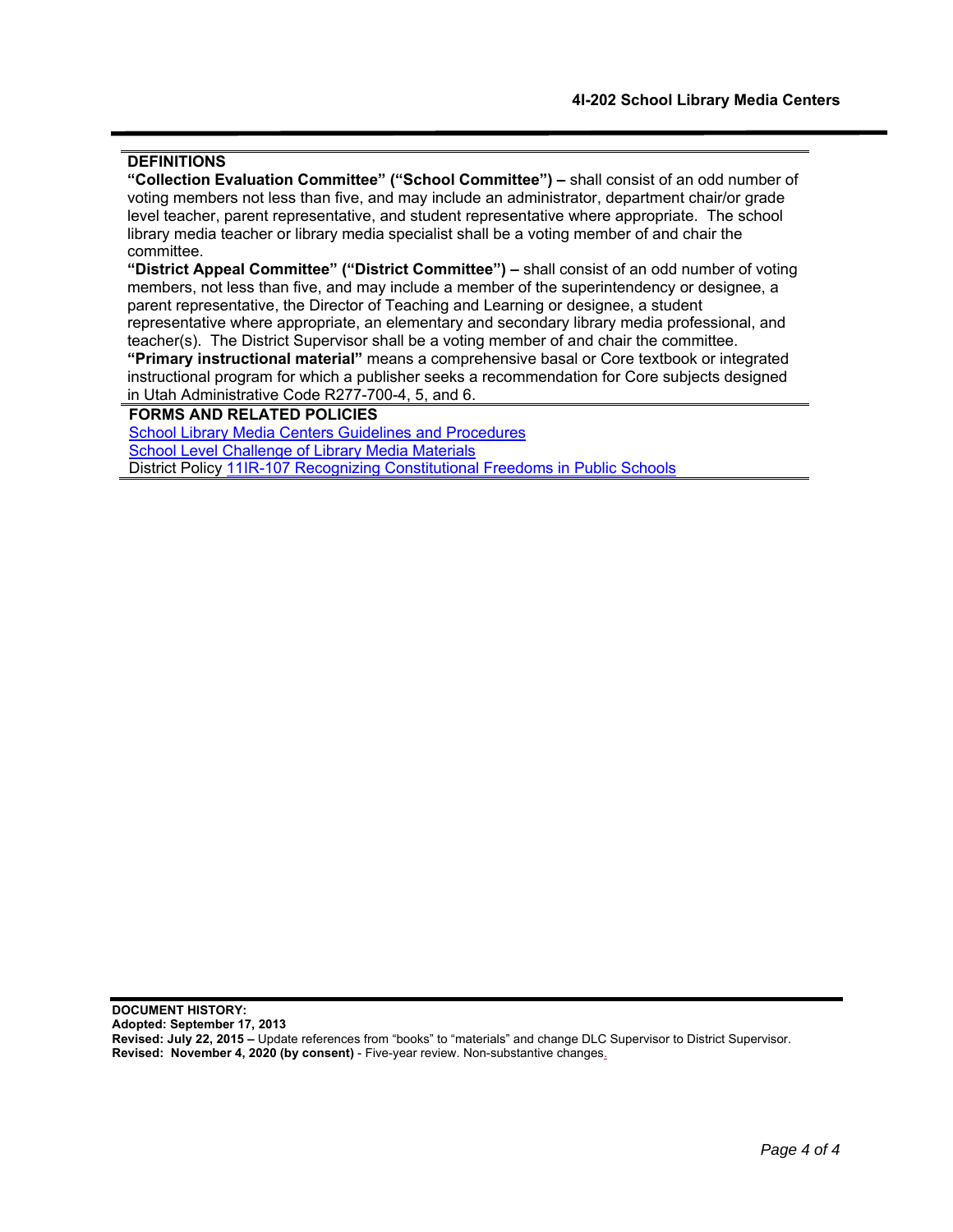## DEFINITIONS

**"Collection Evaluation Committee" ("School Committee") –** shall consist of an odd number of voting members not less than five, and may include an administrator, department chair/or grade level teacher, parent representative, and student representative where appropriate. The school library media teacher or library media specialist shall be a voting member of and chair the committee.

**"District Appeal Committee" ("District Committee") –** shall consist of an odd number of voting members, not less than five, and may include a member of the superintendency or designee, a parent representative, the Director of Teaching and Learning or designee, a student representative where appropriate, an elementary and secondary library media professional, and teacher(s). The District Supervisor shall be a voting member of and chair the committee.

**"Primary instructional material"** means a comprehensive basal or Core textbook or integrated instructional program for which a publisher seeks a recommendation for Core subjects designed in Utah Administrative Code R277-700-4, 5, and 6.

## FORMS AND RELATED POLICIES

School Library Media Centers Guidelines and Procedures
School Level Challenge of Library Media Materials
District Policy 11IR-107 Recognizing Constitutional Freedoms in Public Schools

**DOCUMENT HISTORY:**
**Adopted: September 17, 2013**
**Revised: July 22, 2015 –** Update references from "books" to "materials" and change DLC Supervisor to District Supervisor.
**Revised: November 4, 2020 (by consent)** - Five-year review. Non-substantive changes.